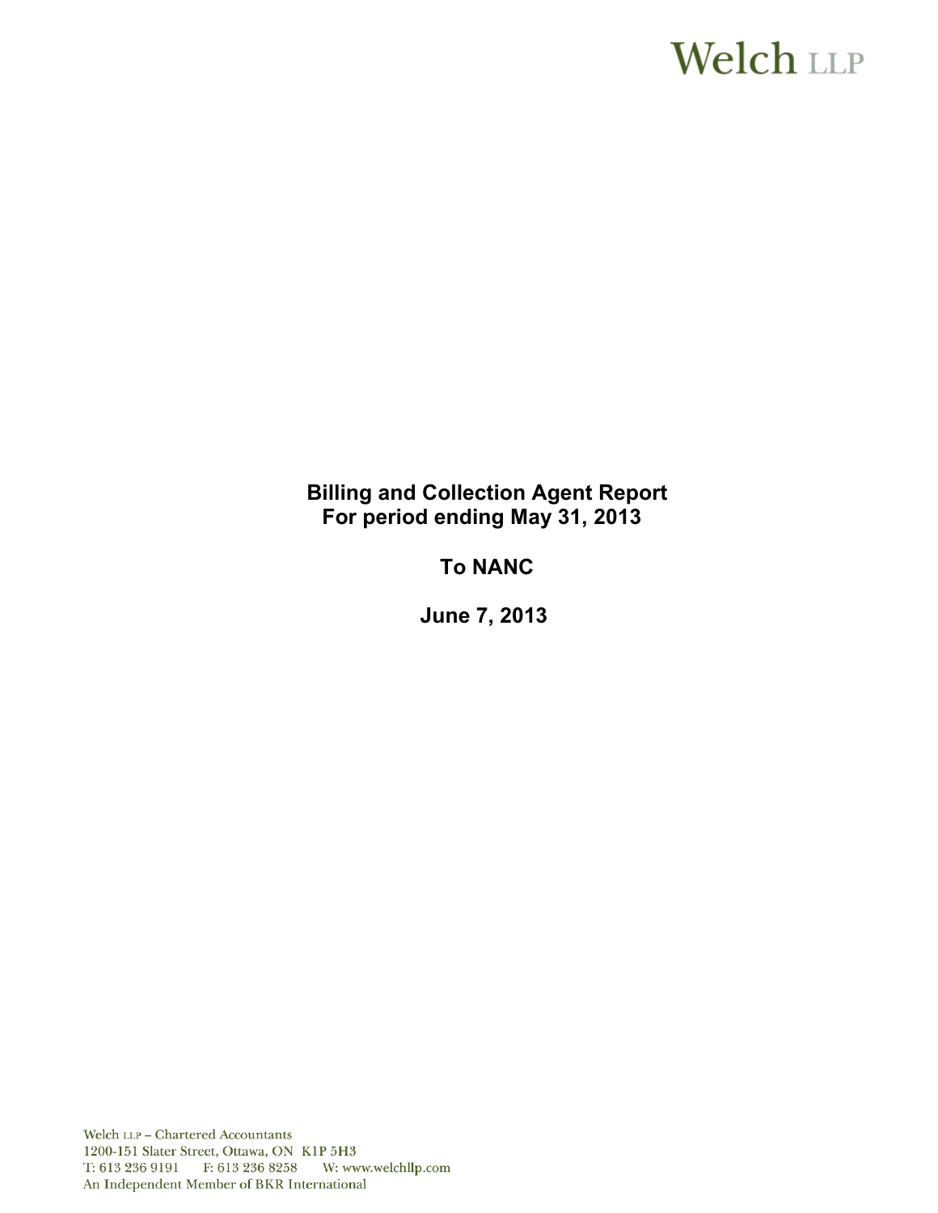Welch LLP

# Billing and Collection Agent Report
## For period ending May 31, 2013

## To NANC

## June 7, 2013

Welch LLP – Chartered Accountants
1200-151 Slater Street, Ottawa, ON K1P 5H3
T: 613 236 9191 F: 613 236 8258 W: www.welchllp.com
An Independent Member of BKR International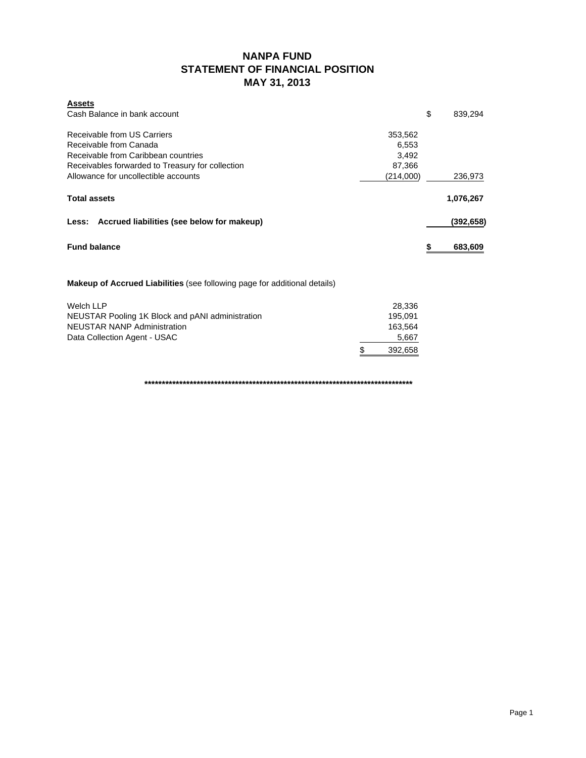# NANPA FUND
## STATEMENT OF FINANCIAL POSITION
## MAY 31, 2013

| **Assets** | | |
|---|---|---|
| Cash Balance in bank account | | $ 839,294 |
| Receivable from US Carriers | 353,562 | |
| Receivable from Canada | 6,553 | |
| Receivable from Caribbean countries | 3,492 | |
| Receivables forwarded to Treasury for collection | 87,366 | |
| Allowance for uncollectible accounts | (214,000) | 236,973 |
| **Total assets** | | **1,076,267** |
| **Less: Accrued liabilities (see below for makeup)** | | **(392,658)** |
| **Fund balance** | | **$ 683,609** |

**Makeup of Accrued Liabilities** (see following page for additional details)

| | |
|---|---|
| Welch LLP | 28,336 |
| NEUSTAR Pooling 1K Block and pANI administration | 195,091 |
| NEUSTAR NANP Administration | 163,564 |
| Data Collection Agent - USAC | 5,667 |
| | $ 392,658 |

********************************************************************************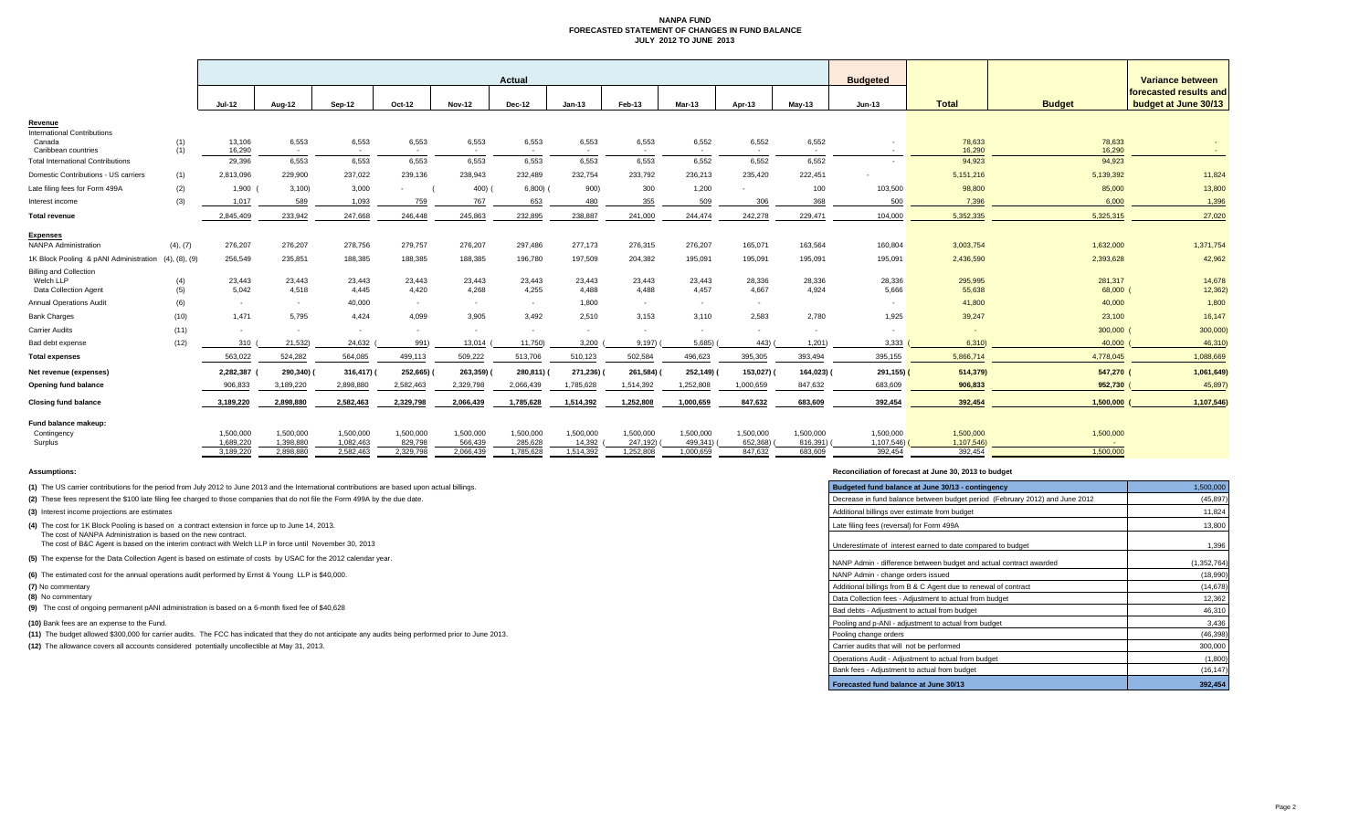# NANPA FUND
## FORECASTED STATEMENT OF CHANGES IN FUND BALANCE
### JULY 2012 TO JUNE 2013

| | | Actual | | | | | | | | | | | Budgeted | | | Variance between forecasted results and budget at June 30/13 |
|---|---|---|---|---|---|---|---|---|---|---|---|---|---|---|---|---|
| | | Jul-12 | Aug-12 | Sep-12 | Oct-12 | Nov-12 | Dec-12 | Jan-13 | Feb-13 | Mar-13 | Apr-13 | May-13 | Jun-13 | Total | Budget | |
| **Revenue** | | | | | | | | | | | | | | | | |
| International Contributions | | | | | | | | | | | | | | | | |
| Canada | (1) | 13,106 | 6,553 | 6,553 | 6,553 | 6,553 | 6,553 | 6,553 | 6,553 | 6,552 | 6,552 | 6,552 | - | 78,633 | 78,633 | - |
| Caribbean countries | (1) | 16,290 | - | - | - | - | - | - | - | - | - | - | - | 16,290 | 16,290 | - |
| Total International Contributions | | 29,396 | 6,553 | 6,553 | 6,553 | 6,553 | 6,553 | 6,553 | 6,553 | 6,552 | 6,552 | 6,552 | - | 94,923 | 94,923 | - |
| Domestic Contributions - US carriers | (1) | 2,813,096 | 229,900 | 237,022 | 239,136 | 238,943 | 232,489 | 232,754 | 233,792 | 236,213 | 235,420 | 222,451 | - | 5,151,216 | 5,139,392 | 11,824 |
| Late filing fees for Form 499A | (2) | 1,900 | (3,100) | 3,000 | - | (400) | (6,800) | (900) | 300 | 1,200 | - | 100 | 103,500 | 98,800 | 85,000 | 13,800 |
| Interest income | (3) | 1,017 | 589 | 1,093 | 759 | 767 | 653 | 480 | 355 | 509 | 306 | 368 | 500 | 7,396 | 6,000 | 1,396 |
| **Total revenue** | | 2,845,409 | 233,942 | 247,668 | 246,448 | 245,863 | 232,895 | 238,887 | 241,000 | 244,474 | 242,278 | 229,471 | 104,000 | 5,352,335 | 5,325,315 | 27,020 |
| **Expenses** | | | | | | | | | | | | | | | | |
| NANPA Administration | (4), (7) | 276,207 | 276,207 | 278,756 | 279,757 | 276,207 | 297,486 | 277,173 | 276,315 | 276,207 | 165,071 | 163,564 | 160,804 | 3,003,754 | 1,632,000 | 1,371,754 |
| 1K Block Pooling & pANI Administration | (4), (8), (9) | 256,549 | 235,851 | 188,385 | 188,385 | 188,385 | 196,780 | 197,509 | 204,382 | 195,091 | 195,091 | 195,091 | 195,091 | 2,436,590 | 2,393,628 | 42,962 |
| Billing and Collection | | | | | | | | | | | | | | | | |
| Welch LLP | (4) | 23,443 | 23,443 | 23,443 | 23,443 | 23,443 | 23,443 | 23,443 | 23,443 | 23,443 | 28,336 | 28,336 | 28,336 | 295,995 | 281,317 | 14,678 |
| Data Collection Agent | (5) | 5,042 | 4,518 | 4,445 | 4,420 | 4,268 | 4,255 | 4,488 | 4,488 | 4,457 | 4,667 | 4,924 | 5,666 | 55,638 | 68,000 | (12,362) |
| Annual Operations Audit | (6) | - | - | 40,000 | - | - | - | 1,800 | - | - | - | - | - | 41,800 | 40,000 | 1,800 |
| Bank Charges | (10) | 1,471 | 5,795 | 4,424 | 4,099 | 3,905 | 3,492 | 2,510 | 3,153 | 3,110 | 2,583 | 2,780 | 1,925 | 39,247 | 23,100 | 16,147 |
| Carrier Audits | (11) | - | - | - | - | - | - | - | - | - | - | - | - | - | 300,000 | (300,000) |
| Bad debt expense | (12) | 310 | (21,532) | 24,632 | (991) | 13,014 | (11,750) | 3,200 | (9,197) | (5,685) | (443) | (1,201) | 3,333 | (6,310) | 40,000 | (46,310) |
| **Total expenses** | | 563,022 | 524,282 | 564,085 | 499,113 | 509,222 | 513,706 | 510,123 | 502,584 | 496,623 | 395,305 | 393,494 | 395,155 | 5,866,714 | 4,778,045 | 1,088,669 |
| **Net revenue (expenses)** | | 2,282,387 | (290,340) | (316,417) | (252,665) | (263,359) | (280,811) | (271,236) | (261,584) | (252,149) | (153,027) | (164,023) | (291,155) | (514,379) | 547,270 | (1,061,649) |
| **Opening fund balance** | | 906,833 | 3,189,220 | 2,898,880 | 2,582,463 | 2,329,798 | 2,066,439 | 1,785,628 | 1,514,392 | 1,252,808 | 1,000,659 | 847,632 | 683,609 | 906,833 | 952,730 | (45,897) |
| **Closing fund balance** | | 3,189,220 | 2,898,880 | 2,582,463 | 2,329,798 | 2,066,439 | 1,785,628 | 1,514,392 | 1,252,808 | 1,000,659 | 847,632 | 683,609 | 392,454 | 392,454 | 1,500,000 | (1,107,546) |
| **Fund balance makeup:** | | | | | | | | | | | | | | | | |
| Contingency | | 1,500,000 | 1,500,000 | 1,500,000 | 1,500,000 | 1,500,000 | 1,500,000 | 1,500,000 | 1,500,000 | 1,500,000 | 1,500,000 | 1,500,000 | 1,500,000 | 1,500,000 | 1,500,000 | |
| Surplus | | 1,689,220 | 1,398,880 | 1,082,463 | 829,798 | 566,439 | 285,628 | 14,392 | (247,192) | (499,341) | (652,368) | (816,391) | (1,107,546) | (1,107,546) | - | |
| | | 3,189,220 | 2,898,880 | 2,582,463 | 2,329,798 | 2,066,439 | 1,785,628 | 1,514,392 | 1,252,808 | 1,000,659 | 847,632 | 683,609 | 392,454 | 392,454 | 1,500,000 | |

**Assumptions:**

**(1)** The US carrier contributions for the period from July 2012 to June 2013 and the International contributions are based upon actual billings.

**(2)** These fees represent the $100 late filing fee charged to those companies that do not file the Form 499A by the due date.

**(3)** Interest income projections are estimates

**(4)** The cost for 1K Block Pooling is based on a contract extension in force up to June 14, 2013.
The cost of NANPA Administration is based on the new contract.
The cost of B&C Agent is based on the interim contract with Welch LLP in force until November 30, 2013

**(5)** The expense for the Data Collection Agent is based on estimate of costs by USAC for the 2012 calendar year.

**(6)** The estimated cost for the annual operations audit performed by Ernst & Young LLP is $40,000.

**(7)** No commentary

**(8)** No commentary

**(9)** The cost of ongoing permanent pANI administration is based on a 6-month fixed fee of $40,628

**(10)** Bank fees are an expense to the Fund.

**(11)** The budget allowed $300,000 for carrier audits. The FCC has indicated that they do not anticipate any audits being performed prior to June 2013.

**(12)** The allowance covers all accounts considered potentially uncollectible at May 31, 2013.

**Reconciliation of forecast at June 30, 2013 to budget**

| Item | Amount |
|---|---|
| **Budgeted fund balance at June 30/13 - contingency** | 1,500,000 |
| Decrease in fund balance between budget period (February 2012) and June 2012 | (45,897) |
| Additional billings over estimate from budget | 11,824 |
| Late filing fees (reversal) for Form 499A | 13,800 |
| Underestimate of interest earned to date compared to budget | 1,396 |
| NANP Admin - difference between budget and actual contract awarded | (1,352,764) |
| NANP Admin - change orders issued | (18,990) |
| Additional billings from B & C Agent due to renewal of contract | (14,678) |
| Data Collection fees - Adjustment to actual from budget | 12,362 |
| Bad debts - Adjustment to actual from budget | 46,310 |
| Pooling and p-ANI - adjustment to actual from budget | 3,436 |
| Pooling change orders | (46,398) |
| Carrier audits that will not be performed | 300,000 |
| Operations Audit - Adjustment to actual from budget | (1,800) |
| Bank fees - Adjustment to actual from budget | (16,147) |
| **Forecasted fund balance at June 30/13** | **392,454** |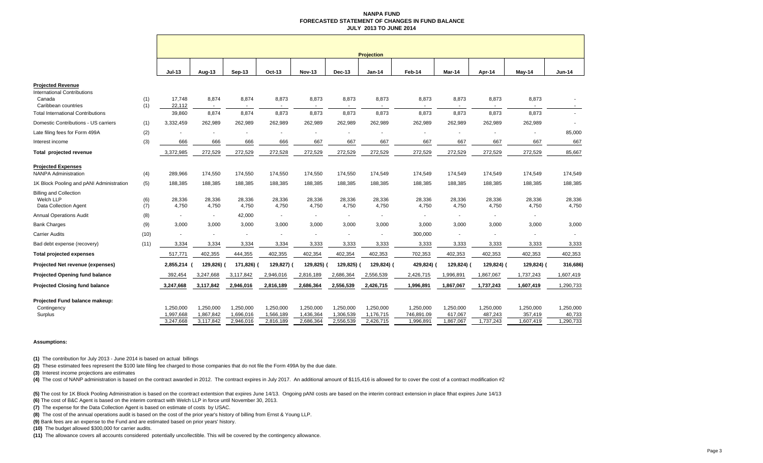# NANPA FUND
## FORECASTED STATEMENT OF CHANGES IN FUND BALANCE
### JULY 2013 TO JUNE 2014

| | | Projection | | | | | | | | | | | |
|---|---|---|---|---|---|---|---|---|---|---|---|---|---|
| | | Jul-13 | Aug-13 | Sep-13 | Oct-13 | Nov-13 | Dec-13 | Jan-14 | Feb-14 | Mar-14 | Apr-14 | May-14 | Jun-14 |
| **Projected Revenue** | | | | | | | | | | | | | |
| International Contributions | | | | | | | | | | | | | |
| Canada | (1) | 17,748 | 8,874 | 8,874 | 8,873 | 8,873 | 8,873 | 8,873 | 8,873 | 8,873 | 8,873 | 8,873 | - |
| Caribbean countries | (1) | 22,112 | - | - | - | - | - | - | - | - | - | - | - |
| Total International Contributions | | 39,860 | 8,874 | 8,874 | 8,873 | 8,873 | 8,873 | 8,873 | 8,873 | 8,873 | 8,873 | 8,873 | - |
| Domestic Contributions - US carriers | (1) | 3,332,459 | 262,989 | 262,989 | 262,989 | 262,989 | 262,989 | 262,989 | 262,989 | 262,989 | 262,989 | 262,989 | - |
| Late filing fees for Form 499A | (2) | - | - | - | - | - | - | - | - | - | - | - | 85,000 |
| Interest income | (3) | 666 | 666 | 666 | 666 | 667 | 667 | 667 | 667 | 667 | 667 | 667 | 667 |
| **Total projected revenue** | | 3,372,985 | 272,529 | 272,529 | 272,528 | 272,529 | 272,529 | 272,529 | 272,529 | 272,529 | 272,529 | 272,529 | 85,667 |
| **Projected Expenses** | | | | | | | | | | | | | |
| NANPA Administration | (4) | 289,966 | 174,550 | 174,550 | 174,550 | 174,550 | 174,550 | 174,549 | 174,549 | 174,549 | 174,549 | 174,549 | 174,549 |
| 1K Block Pooling and pANI Administration | (5) | 188,385 | 188,385 | 188,385 | 188,385 | 188,385 | 188,385 | 188,385 | 188,385 | 188,385 | 188,385 | 188,385 | 188,385 |
| Billing and Collection | | | | | | | | | | | | | |
| Welch LLP | (6) | 28,336 | 28,336 | 28,336 | 28,336 | 28,336 | 28,336 | 28,336 | 28,336 | 28,336 | 28,336 | 28,336 | 28,336 |
| Data Collection Agent | (7) | 4,750 | 4,750 | 4,750 | 4,750 | 4,750 | 4,750 | 4,750 | 4,750 | 4,750 | 4,750 | 4,750 | 4,750 |
| Annual Operations Audit | (8) | - | - | 42,000 | - | - | - | - | - | - | - | - | |
| Bank Charges | (9) | 3,000 | 3,000 | 3,000 | 3,000 | 3,000 | 3,000 | 3,000 | 3,000 | 3,000 | 3,000 | 3,000 | 3,000 |
| Carrier Audits | (10) | - | - | - | - | - | - | - | 300,000 | - | - | - | - |
| Bad debt expense (recovery) | (11) | 3,334 | 3,334 | 3,334 | 3,334 | 3,333 | 3,333 | 3,333 | 3,333 | 3,333 | 3,333 | 3,333 | 3,333 |
| **Total projected expenses** | | 517,771 | 402,355 | 444,355 | 402,355 | 402,354 | 402,354 | 402,353 | 702,353 | 402,353 | 402,353 | 402,353 | 402,353 |
| **Projected Net revenue (expenses)** | | 2,855,214 | (129,826) | (171,826) | (129,827) | (129,825) | (129,825) | (129,824) | (429,824) | (129,824) | (129,824) | (129,824) | (316,686) |
| **Projected Opening fund balance** | | 392,454 | 3,247,668 | 3,117,842 | 2,946,016 | 2,816,189 | 2,686,364 | 2,556,539 | 2,426,715 | 1,996,891 | 1,867,067 | 1,737,243 | 1,607,419 |
| **Projected Closing fund balance** | | 3,247,668 | 3,117,842 | 2,946,016 | 2,816,189 | 2,686,364 | 2,556,539 | 2,426,715 | 1,996,891 | 1,867,067 | 1,737,243 | 1,607,419 | 1,290,733 |
| **Projected Fund balance makeup:** | | | | | | | | | | | | | |
| Contingency | | 1,250,000 | 1,250,000 | 1,250,000 | 1,250,000 | 1,250,000 | 1,250,000 | 1,250,000 | 1,250,000 | 1,250,000 | 1,250,000 | 1,250,000 | 1,250,000 |
| Surplus | | 1,997,668 | 1,867,842 | 1,696,016 | 1,566,189 | 1,436,364 | 1,306,539 | 1,176,715 | 746,891.09 | 617,067 | 487,243 | 357,419 | 40,733 |
| | | 3,247,668 | 3,117,842 | 2,946,016 | 2,816,189 | 2,686,364 | 2,556,539 | 2,426,715 | 1,996,891 | 1,867,067 | 1,737,243 | 1,607,419 | 1,290,733 |

**Assumptions:**

**(1)** The contribution for July 2013 - June 2014 is based on actual billings

**(2)** These estimated fees represent the $100 late filing fee charged to those companies that do not file the Form 499A by the due date.

**(3)** Interest income projections are estimates

**(4)** The cost of NANP administration is based on the contract awarded in 2012. The contract expires in July 2017. An additional amount of $115,416 is allowed for to cover the cost of a contract modification #2

**(5)** The cost for 1K Block Pooling Administration is based on the ccontract extentsion that expires June 14/13. Ongoing pANI costs are based on the interim contract extension in place fthat expires June 14/13

**(6)** The cost of B&C Agent is based on the interim contract with Welch LLP in force until November 30, 2013.

**(7)** The expense for the Data Collection Agent is based on estimate of costs by USAC.

**(8)** The cost of the annual operations audit is based on the cost of the prior year's history of billing from Ernst & Young LLP.

**(9)** Bank fees are an expense to the Fund and are estimated based on prior years' history.

**(10)** The budget allowed $300,000 for carrier audits.

**(11)** The allowance covers all accounts considered potentially uncollectible. This will be covered by the contingency allowance.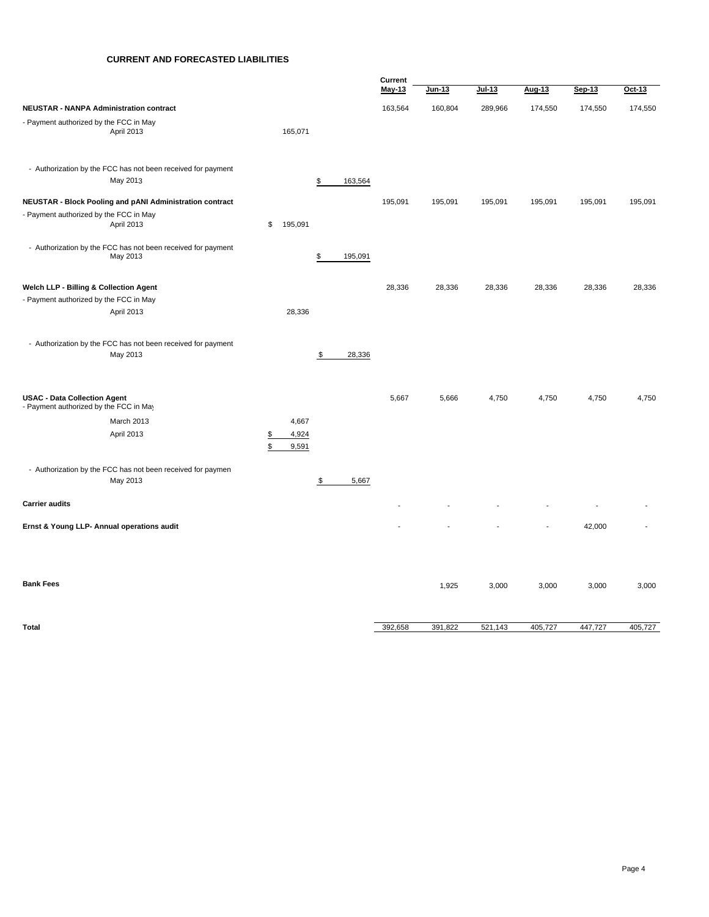### CURRENT AND FORECASTED LIABILITIES

| | | | Current May-13 | Jun-13 | Jul-13 | Aug-13 | Sep-13 | Oct-13 |
|---|---|---|---|---|---|---|---|---|
| **NEUSTAR - NANPA Administration contract** | | | 163,564 | 160,804 | 289,966 | 174,550 | 174,550 | 174,550 |
| - Payment authorized by the FCC in May | | | | | | | | |
| April 2013 | 165,071 | | | | | | | |
| - Authorization by the FCC has not been received for payment | | | | | | | | |
| May 2013 | | $ 163,564 | | | | | | |
| **NEUSTAR - Block Pooling and pANI Administration contract** | | | 195,091 | 195,091 | 195,091 | 195,091 | 195,091 | 195,091 |
| - Payment authorized by the FCC in May | | | | | | | | |
| April 2013 | $ 195,091 | | | | | | | |
| - Authorization by the FCC has not been received for payment | | | | | | | | |
| May 2013 | | $ 195,091 | | | | | | |
| **Welch LLP - Billing & Collection Agent** | | | 28,336 | 28,336 | 28,336 | 28,336 | 28,336 | 28,336 |
| - Payment authorized by the FCC in May | | | | | | | | |
| April 2013 | 28,336 | | | | | | | |
| - Authorization by the FCC has not been received for payment | | | | | | | | |
| May 2013 | | $ 28,336 | | | | | | |
| **USAC - Data Collection Agent** | | | 5,667 | 5,666 | 4,750 | 4,750 | 4,750 | 4,750 |
| - Payment authorized by the FCC in May | | | | | | | | |
| March 2013 | 4,667 | | | | | | | |
| April 2013 | $ 4,924 | | | | | | | |
| | $ 9,591 | | | | | | | |
| - Authorization by the FCC has not been received for paymen | | | | | | | | |
| May 2013 | | $ 5,667 | | | | | | |
| **Carrier audits** | | | - | - | - | - | - | - |
| **Ernst & Young LLP- Annual operations audit** | | | - | - | - | - | 42,000 | - |
| **Bank Fees** | | | | 1,925 | 3,000 | 3,000 | 3,000 | 3,000 |
| **Total** | | | 392,658 | 391,822 | 521,143 | 405,727 | 447,727 | 405,727 |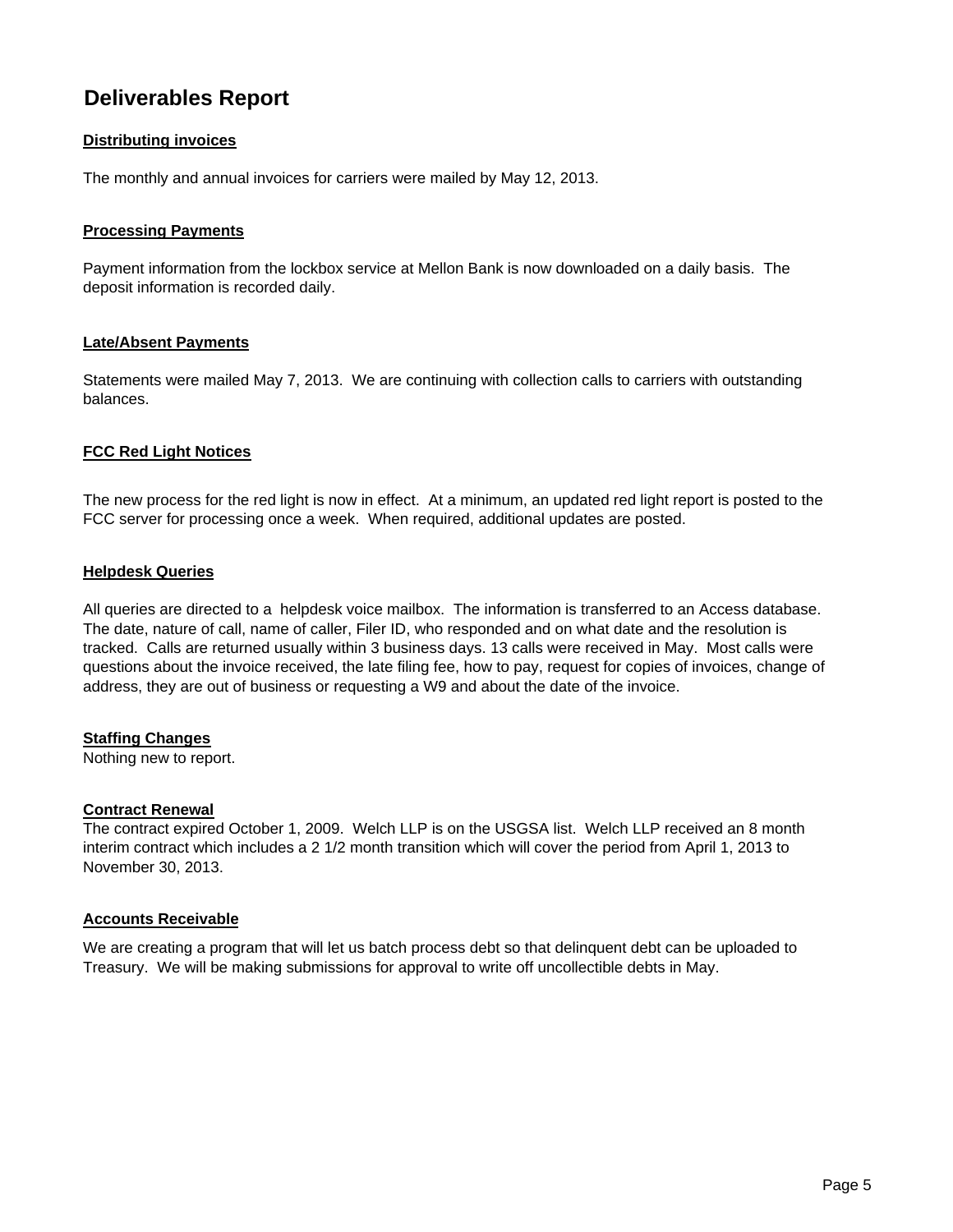# Deliverables Report

**Distributing invoices**

The monthly and annual invoices for carriers were mailed by May 12, 2013.

**Processing Payments**

Payment information from the lockbox service at Mellon Bank is now downloaded on a daily basis. The deposit information is recorded daily.

**Late/Absent Payments**

Statements were mailed May 7, 2013. We are continuing with collection calls to carriers with outstanding balances.

**FCC Red Light Notices**

The new process for the red light is now in effect. At a minimum, an updated red light report is posted to the FCC server for processing once a week. When required, additional updates are posted.

**Helpdesk Queries**

All queries are directed to a helpdesk voice mailbox. The information is transferred to an Access database. The date, nature of call, name of caller, Filer ID, who responded and on what date and the resolution is tracked. Calls are returned usually within 3 business days. 13 calls were received in May. Most calls were questions about the invoice received, the late filing fee, how to pay, request for copies of invoices, change of address, they are out of business or requesting a W9 and about the date of the invoice.

**Staffing Changes**

Nothing new to report.

**Contract Renewal**

The contract expired October 1, 2009. Welch LLP is on the USGSA list. Welch LLP received an 8 month interim contract which includes a 2 1/2 month transition which will cover the period from April 1, 2013 to November 30, 2013.

**Accounts Receivable**

We are creating a program that will let us batch process debt so that delinquent debt can be uploaded to Treasury. We will be making submissions for approval to write off uncollectible debts in May.